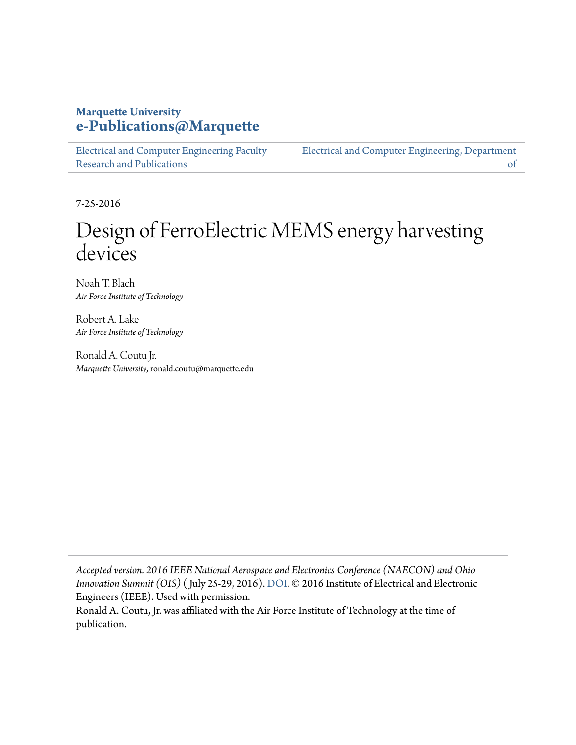Marquette University
**e-Publications@Marquette**

Electrical and Computer Engineering Faculty Research and Publications

Electrical and Computer Engineering, Department of

7-25-2016

# Design of FerroElectric MEMS energy harvesting devices

Noah T. Blach
*Air Force Institute of Technology*

Robert A. Lake
*Air Force Institute of Technology*

Ronald A. Coutu Jr.
*Marquette University*, ronald.coutu@marquette.edu

*Accepted version. 2016 IEEE National Aerospace and Electronics Conference (NAECON) and Ohio Innovation Summit (OIS)* (July 25-29, 2016). DOI. © 2016 Institute of Electrical and Electronic Engineers (IEEE). Used with permission.
Ronald A. Coutu, Jr. was affiliated with the Air Force Institute of Technology at the time of publication.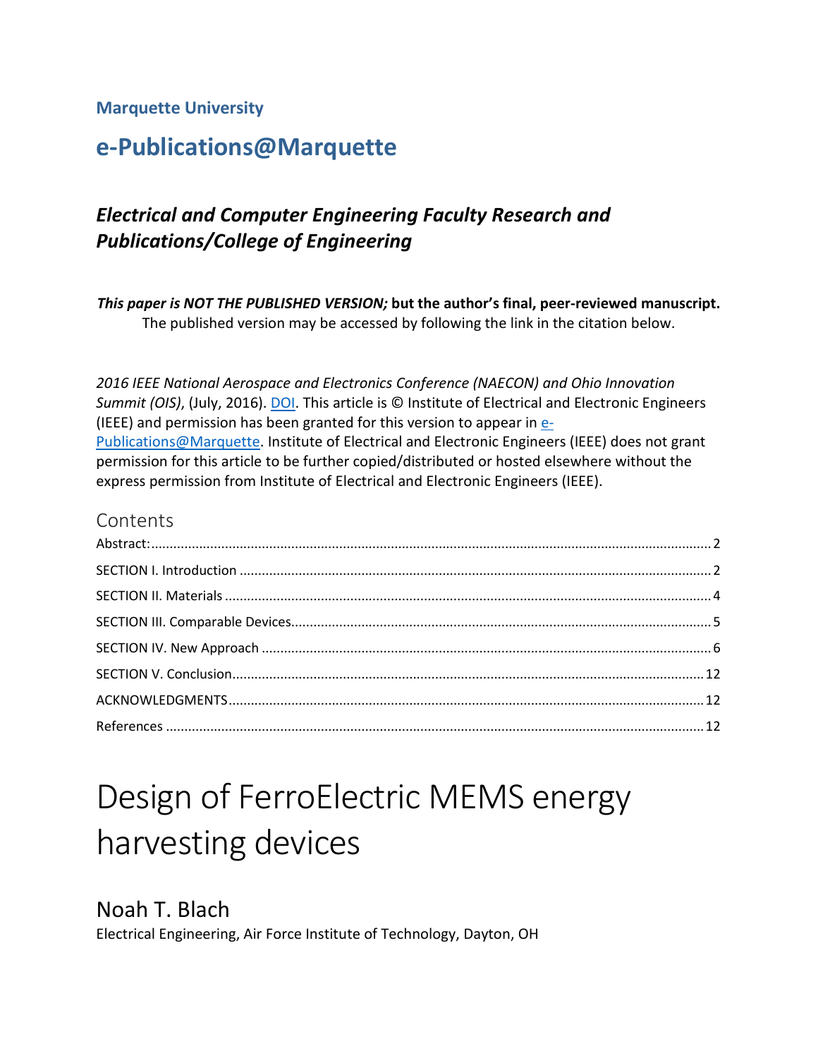**Marquette University**

## e-Publications@Marquette

### *Electrical and Computer Engineering Faculty Research and Publications/College of Engineering*

***This paper is NOT THE PUBLISHED VERSION;* but the author's final, peer-reviewed manuscript.** The published version may be accessed by following the link in the citation below.

*2016 IEEE National Aerospace and Electronics Conference (NAECON) and Ohio Innovation Summit (OIS)*, (July, 2016). DOI. This article is © Institute of Electrical and Electronic Engineers (IEEE) and permission has been granted for this version to appear in e-Publications@Marquette. Institute of Electrical and Electronic Engineers (IEEE) does not grant permission for this article to be further copied/distributed or hosted elsewhere without the express permission from Institute of Electrical and Electronic Engineers (IEEE).

## Contents

- Abstract: 2
- SECTION I. Introduction 2
- SECTION II. Materials 4
- SECTION III. Comparable Devices 5
- SECTION IV. New Approach 6
- SECTION V. Conclusion 12
- ACKNOWLEDGMENTS 12
- References 12

# Design of FerroElectric MEMS energy harvesting devices

## Noah T. Blach

Electrical Engineering, Air Force Institute of Technology, Dayton, OH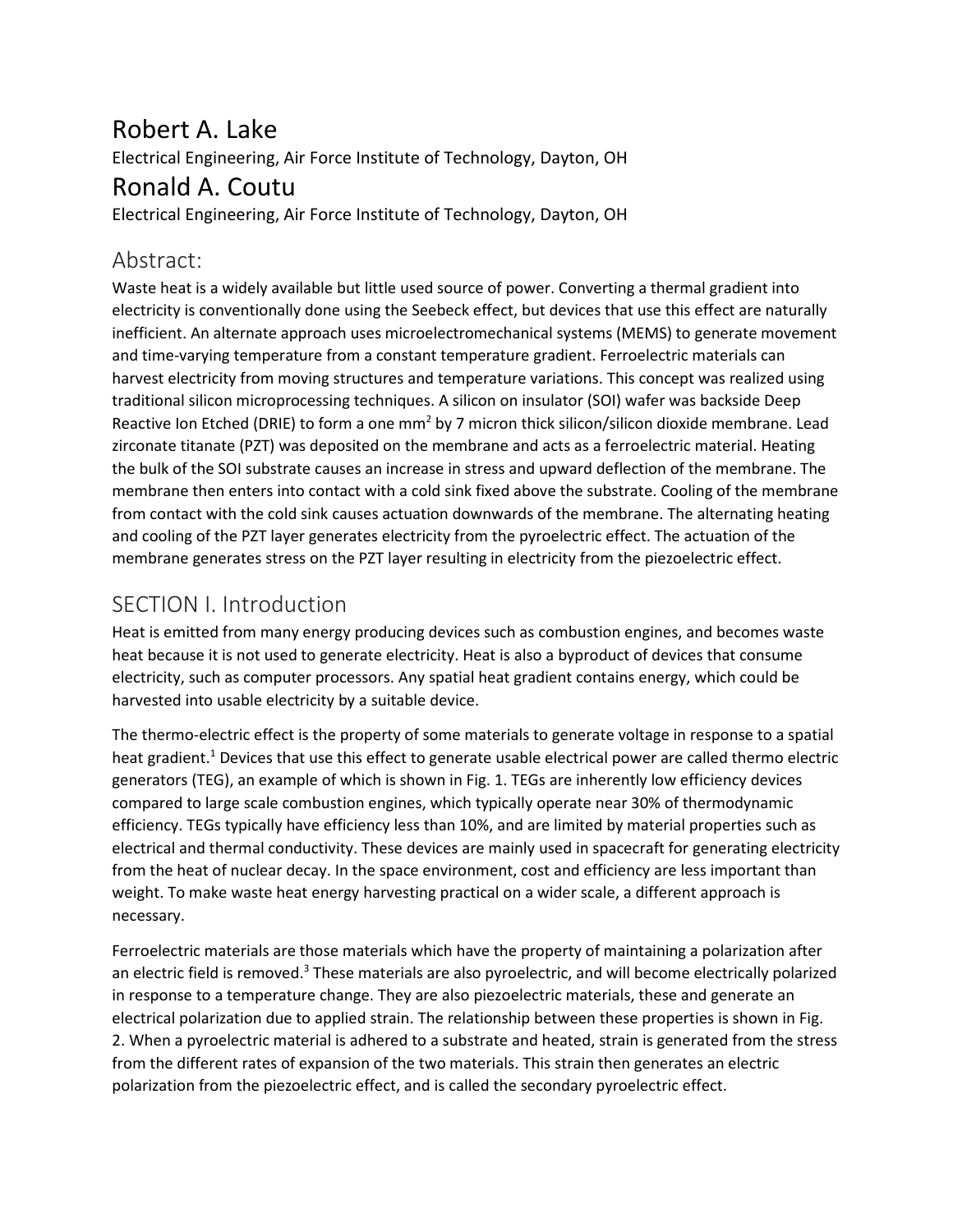## Robert A. Lake

Electrical Engineering, Air Force Institute of Technology, Dayton, OH

## Ronald A. Coutu

Electrical Engineering, Air Force Institute of Technology, Dayton, OH

## Abstract:

Waste heat is a widely available but little used source of power. Converting a thermal gradient into electricity is conventionally done using the Seebeck effect, but devices that use this effect are naturally inefficient. An alternate approach uses microelectromechanical systems (MEMS) to generate movement and time-varying temperature from a constant temperature gradient. Ferroelectric materials can harvest electricity from moving structures and temperature variations. This concept was realized using traditional silicon microprocessing techniques. A silicon on insulator (SOI) wafer was backside Deep Reactive Ion Etched (DRIE) to form a one $mm^2$ by 7 micron thick silicon/silicon dioxide membrane. Lead zirconate titanate (PZT) was deposited on the membrane and acts as a ferroelectric material. Heating the bulk of the SOI substrate causes an increase in stress and upward deflection of the membrane. The membrane then enters into contact with a cold sink fixed above the substrate. Cooling of the membrane from contact with the cold sink causes actuation downwards of the membrane. The alternating heating and cooling of the PZT layer generates electricity from the pyroelectric effect. The actuation of the membrane generates stress on the PZT layer resulting in electricity from the piezoelectric effect.

## SECTION I. Introduction

Heat is emitted from many energy producing devices such as combustion engines, and becomes waste heat because it is not used to generate electricity. Heat is also a byproduct of devices that consume electricity, such as computer processors. Any spatial heat gradient contains energy, which could be harvested into usable electricity by a suitable device.

The thermo-electric effect is the property of some materials to generate voltage in response to a spatial heat gradient.[1] Devices that use this effect to generate usable electrical power are called thermo electric generators (TEG), an example of which is shown in Fig. 1. TEGs are inherently low efficiency devices compared to large scale combustion engines, which typically operate near 30% of thermodynamic efficiency. TEGs typically have efficiency less than 10%, and are limited by material properties such as electrical and thermal conductivity. These devices are mainly used in spacecraft for generating electricity from the heat of nuclear decay. In the space environment, cost and efficiency are less important than weight. To make waste heat energy harvesting practical on a wider scale, a different approach is necessary.

Ferroelectric materials are those materials which have the property of maintaining a polarization after an electric field is removed.[3] These materials are also pyroelectric, and will become electrically polarized in response to a temperature change. They are also piezoelectric materials, these and generate an electrical polarization due to applied strain. The relationship between these properties is shown in Fig. 2. When a pyroelectric material is adhered to a substrate and heated, strain is generated from the stress from the different rates of expansion of the two materials. This strain then generates an electric polarization from the piezoelectric effect, and is called the secondary pyroelectric effect.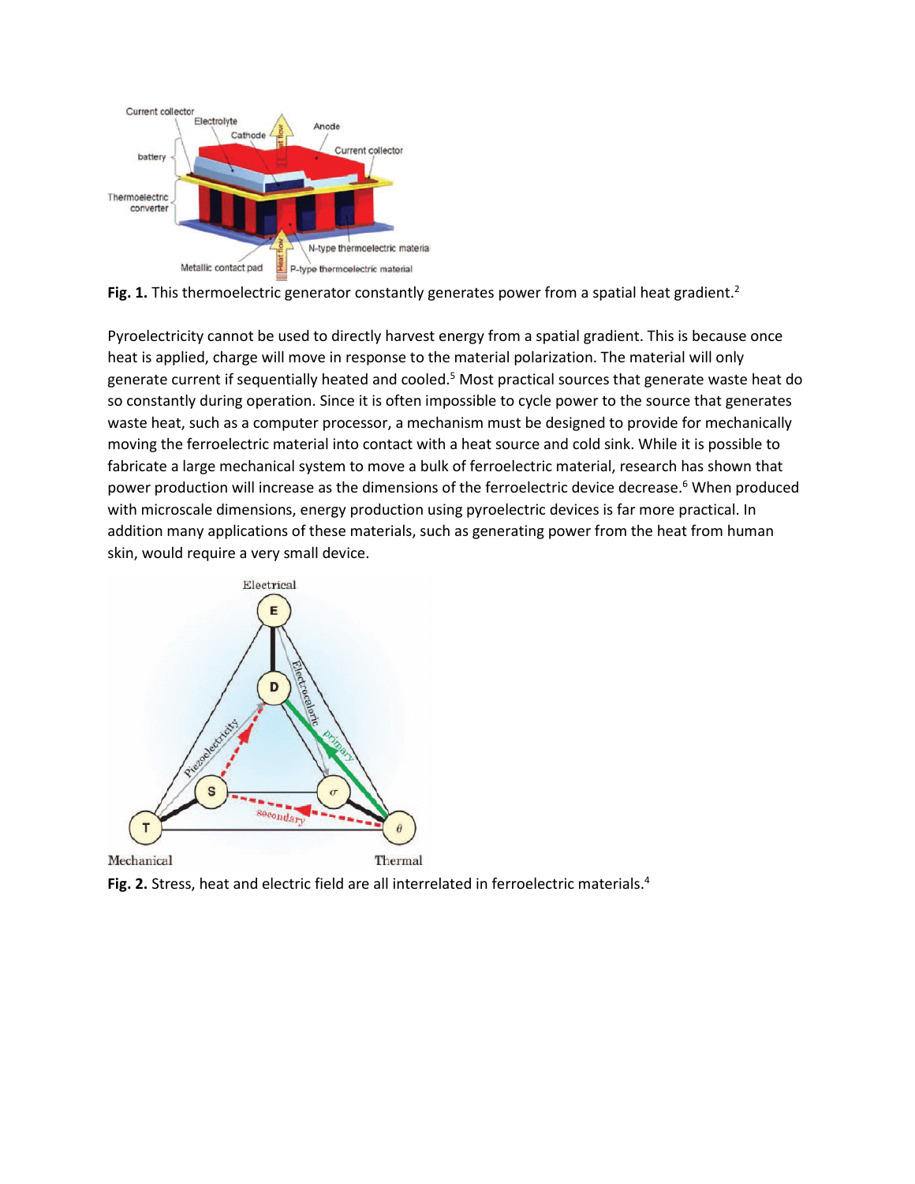**Fig. 1.** This thermoelectric generator constantly generates power from a spatial heat gradient.[2]

Pyroelectricity cannot be used to directly harvest energy from a spatial gradient. This is because once heat is applied, charge will move in response to the material polarization. The material will only generate current if sequentially heated and cooled.[5] Most practical sources that generate waste heat do so constantly during operation. Since it is often impossible to cycle power to the source that generates waste heat, such as a computer processor, a mechanism must be designed to provide for mechanically moving the ferroelectric material into contact with a heat source and cold sink. While it is possible to fabricate a large mechanical system to move a bulk of ferroelectric material, research has shown that power production will increase as the dimensions of the ferroelectric device decrease.[6] When produced with microscale dimensions, energy production using pyroelectric devices is far more practical. In addition many applications of these materials, such as generating power from the heat from human skin, would require a very small device.

**Fig. 2.** Stress, heat and electric field are all interrelated in ferroelectric materials.[4]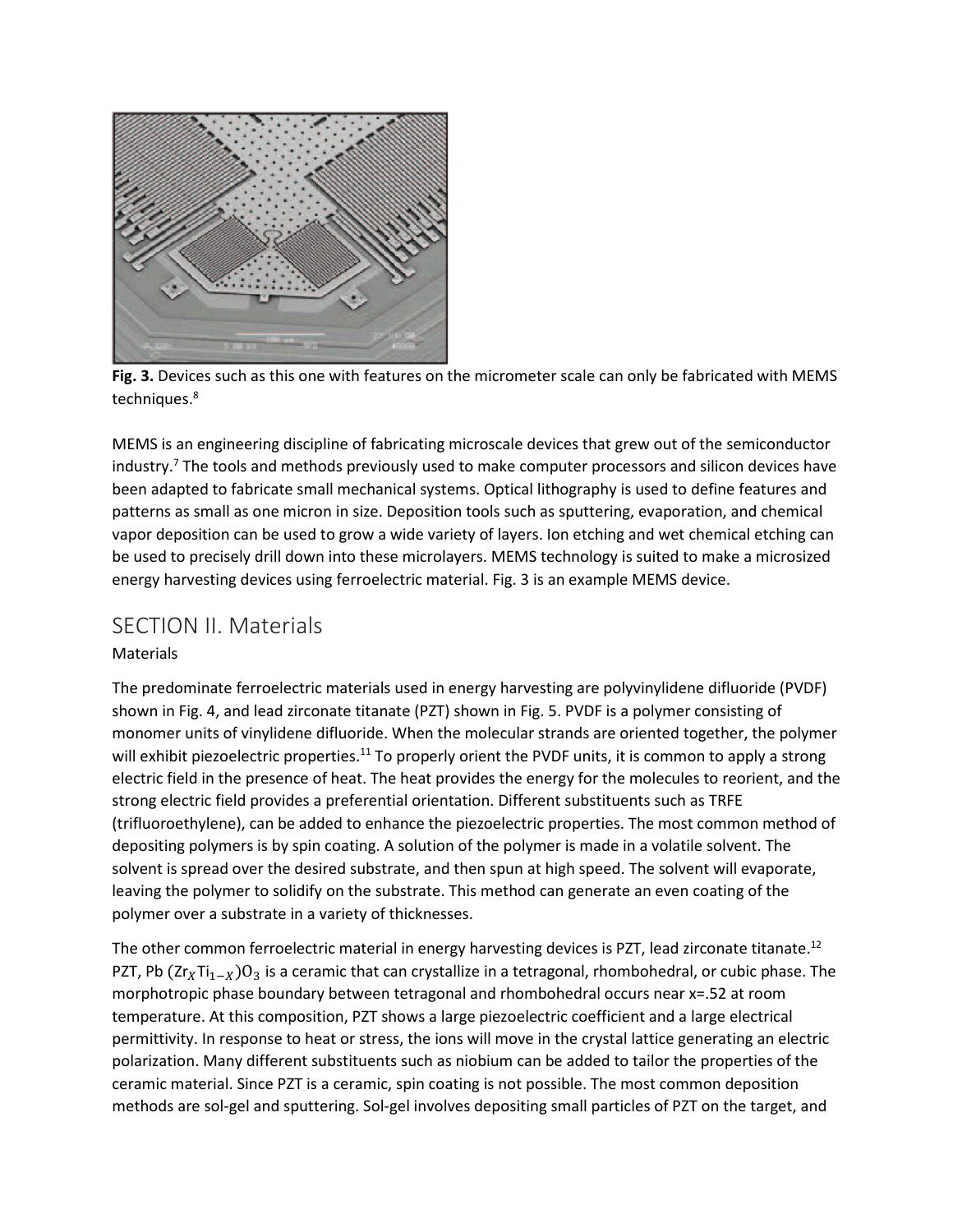**Fig. 3.** Devices such as this one with features on the micrometer scale can only be fabricated with MEMS techniques.[8]

MEMS is an engineering discipline of fabricating microscale devices that grew out of the semiconductor industry.[7] The tools and methods previously used to make computer processors and silicon devices have been adapted to fabricate small mechanical systems. Optical lithography is used to define features and patterns as small as one micron in size. Deposition tools such as sputtering, evaporation, and chemical vapor deposition can be used to grow a wide variety of layers. Ion etching and wet chemical etching can be used to precisely drill down into these microlayers. MEMS technology is suited to make a microsized energy harvesting devices using ferroelectric material. Fig. 3 is an example MEMS device.

## SECTION II. Materials

Materials

The predominate ferroelectric materials used in energy harvesting are polyvinylidene difluoride (PVDF) shown in Fig. 4, and lead zirconate titanate (PZT) shown in Fig. 5. PVDF is a polymer consisting of monomer units of vinylidene difluoride. When the molecular strands are oriented together, the polymer will exhibit piezoelectric properties.[11] To properly orient the PVDF units, it is common to apply a strong electric field in the presence of heat. The heat provides the energy for the molecules to reorient, and the strong electric field provides a preferential orientation. Different substituents such as TRFE (trifluoroethylene), can be added to enhance the piezoelectric properties. The most common method of depositing polymers is by spin coating. A solution of the polymer is made in a volatile solvent. The solvent is spread over the desired substrate, and then spun at high speed. The solvent will evaporate, leaving the polymer to solidify on the substrate. This method can generate an even coating of the polymer over a substrate in a variety of thicknesses.

The other common ferroelectric material in energy harvesting devices is PZT, lead zirconate titanate.[12] PZT, $Pb(Zr_X Ti_{1-X})O_3$ is a ceramic that can crystallize in a tetragonal, rhombohedral, or cubic phase. The morphotropic phase boundary between tetragonal and rhombohedral occurs near x=.52 at room temperature. At this composition, PZT shows a large piezoelectric coefficient and a large electrical permittivity. In response to heat or stress, the ions will move in the crystal lattice generating an electric polarization. Many different substituents such as niobium can be added to tailor the properties of the ceramic material. Since PZT is a ceramic, spin coating is not possible. The most common deposition methods are sol-gel and sputtering. Sol-gel involves depositing small particles of PZT on the target, and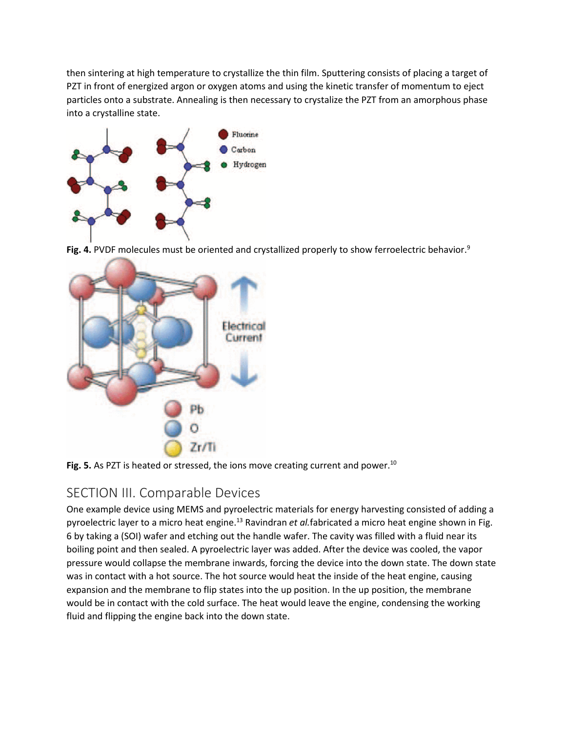then sintering at high temperature to crystallize the thin film. Sputtering consists of placing a target of PZT in front of energized argon or oxygen atoms and using the kinetic transfer of momentum to eject particles onto a substrate. Annealing is then necessary to crystalize the PZT from an amorphous phase into a crystalline state.

**Fig. 4.** PVDF molecules must be oriented and crystallized properly to show ferroelectric behavior.[9]

**Fig. 5.** As PZT is heated or stressed, the ions move creating current and power.[10]

## SECTION III. Comparable Devices

One example device using MEMS and pyroelectric materials for energy harvesting consisted of adding a pyroelectric layer to a micro heat engine.[13] Ravindran *et al.*fabricated a micro heat engine shown in Fig. 6 by taking a (SOI) wafer and etching out the handle wafer. The cavity was filled with a fluid near its boiling point and then sealed. A pyroelectric layer was added. After the device was cooled, the vapor pressure would collapse the membrane inwards, forcing the device into the down state. The down state was in contact with a hot source. The hot source would heat the inside of the heat engine, causing expansion and the membrane to flip states into the up position. In the up position, the membrane would be in contact with the cold surface. The heat would leave the engine, condensing the working fluid and flipping the engine back into the down state.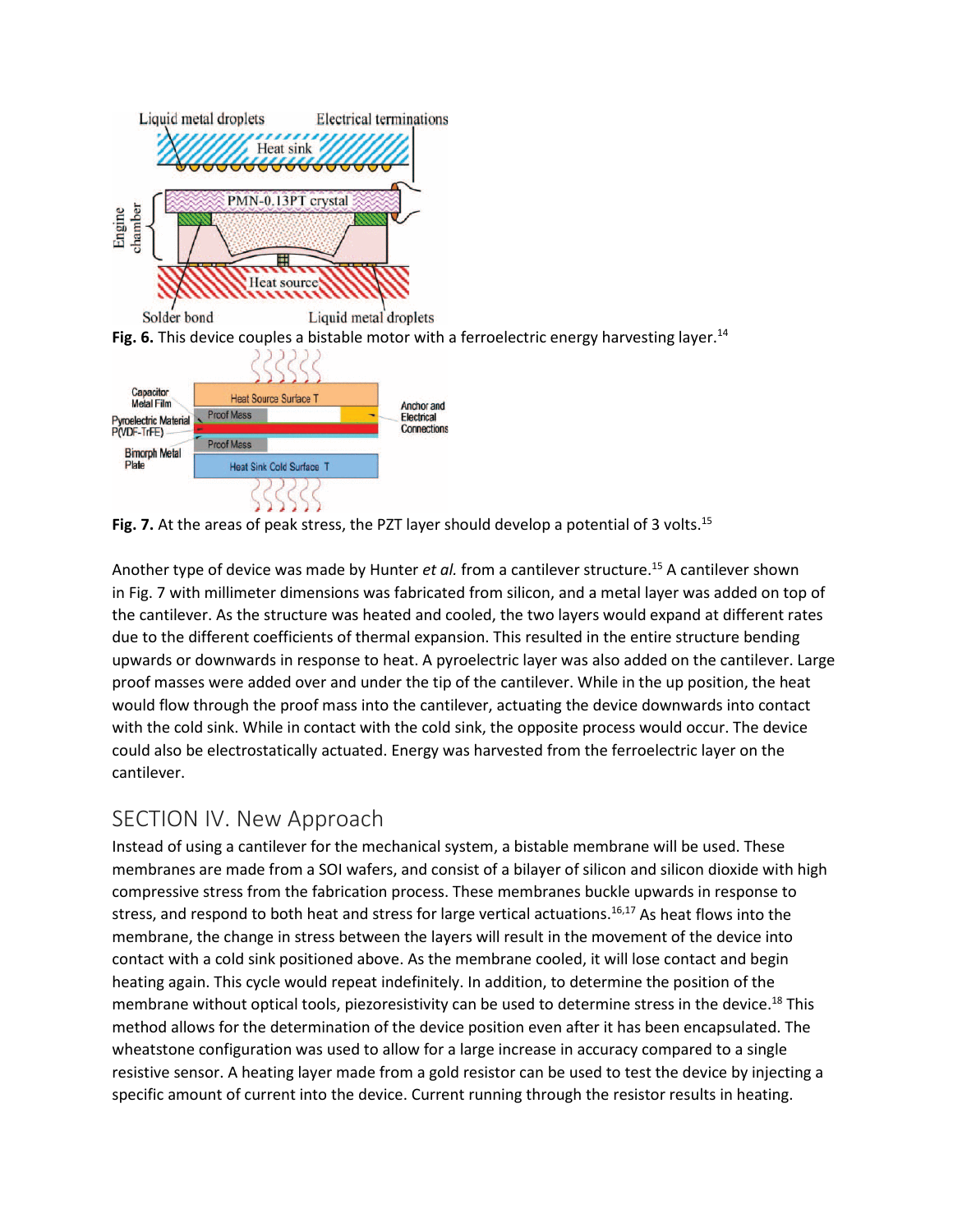**Fig. 6.** This device couples a bistable motor with a ferroelectric energy harvesting layer.[14]

**Fig. 7.** At the areas of peak stress, the PZT layer should develop a potential of 3 volts.[15]

Another type of device was made by Hunter *et al.* from a cantilever structure.[15] A cantilever shown in Fig. 7 with millimeter dimensions was fabricated from silicon, and a metal layer was added on top of the cantilever. As the structure was heated and cooled, the two layers would expand at different rates due to the different coefficients of thermal expansion. This resulted in the entire structure bending upwards or downwards in response to heat. A pyroelectric layer was also added on the cantilever. Large proof masses were added over and under the tip of the cantilever. While in the up position, the heat would flow through the proof mass into the cantilever, actuating the device downwards into contact with the cold sink. While in contact with the cold sink, the opposite process would occur. The device could also be electrostatically actuated. Energy was harvested from the ferroelectric layer on the cantilever.

## SECTION IV. New Approach

Instead of using a cantilever for the mechanical system, a bistable membrane will be used. These membranes are made from a SOI wafers, and consist of a bilayer of silicon and silicon dioxide with high compressive stress from the fabrication process. These membranes buckle upwards in response to stress, and respond to both heat and stress for large vertical actuations.[16,17] As heat flows into the membrane, the change in stress between the layers will result in the movement of the device into contact with a cold sink positioned above. As the membrane cooled, it will lose contact and begin heating again. This cycle would repeat indefinitely. In addition, to determine the position of the membrane without optical tools, piezoresistivity can be used to determine stress in the device.[18] This method allows for the determination of the device position even after it has been encapsulated. The wheatstone configuration was used to allow for a large increase in accuracy compared to a single resistive sensor. A heating layer made from a gold resistor can be used to test the device by injecting a specific amount of current into the device. Current running through the resistor results in heating.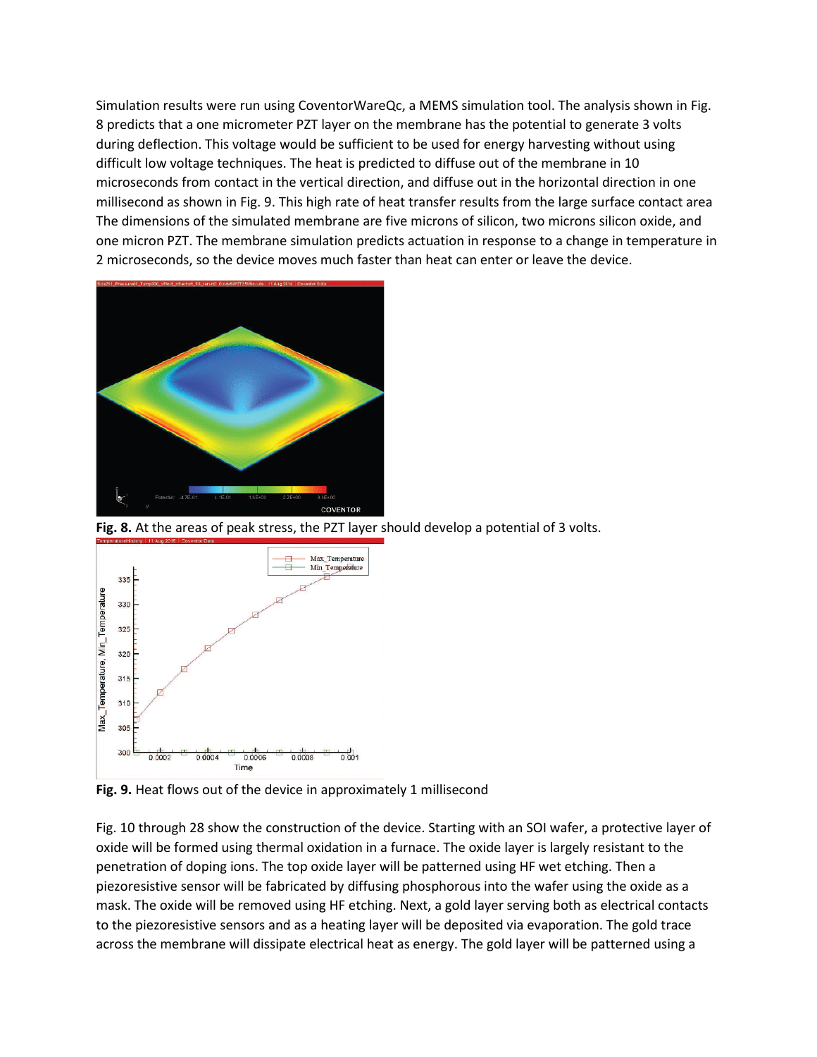Simulation results were run using CoventorWareQc, a MEMS simulation tool. The analysis shown in Fig. 8 predicts that a one micrometer PZT layer on the membrane has the potential to generate 3 volts during deflection. This voltage would be sufficient to be used for energy harvesting without using difficult low voltage techniques. The heat is predicted to diffuse out of the membrane in 10 microseconds from contact in the vertical direction, and diffuse out in the horizontal direction in one millisecond as shown in Fig. 9. This high rate of heat transfer results from the large surface contact area The dimensions of the simulated membrane are five microns of silicon, two microns silicon oxide, and one micron PZT. The membrane simulation predicts actuation in response to a change in temperature in 2 microseconds, so the device moves much faster than heat can enter or leave the device.

**Fig. 8.** At the areas of peak stress, the PZT layer should develop a potential of 3 volts.

**Fig. 9.** Heat flows out of the device in approximately 1 millisecond

Fig. 10 through 28 show the construction of the device. Starting with an SOI wafer, a protective layer of oxide will be formed using thermal oxidation in a furnace. The oxide layer is largely resistant to the penetration of doping ions. The top oxide layer will be patterned using HF wet etching. Then a piezoresistive sensor will be fabricated by diffusing phosphorous into the wafer using the oxide as a mask. The oxide will be removed using HF etching. Next, a gold layer serving both as electrical contacts to the piezoresistive sensors and as a heating layer will be deposited via evaporation. The gold trace across the membrane will dissipate electrical heat as energy. The gold layer will be patterned using a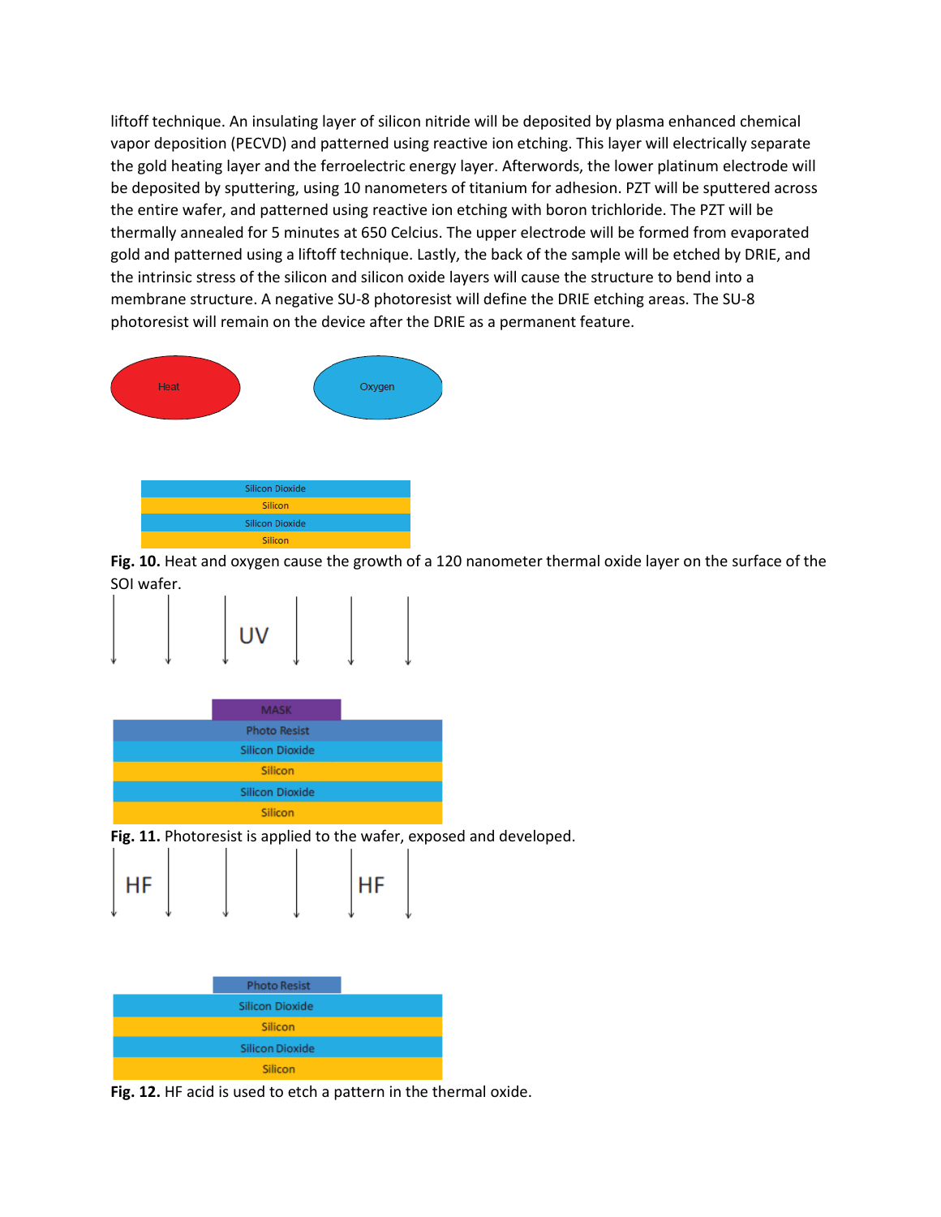liftoff technique. An insulating layer of silicon nitride will be deposited by plasma enhanced chemical vapor deposition (PECVD) and patterned using reactive ion etching. This layer will electrically separate the gold heating layer and the ferroelectric energy layer. Afterwords, the lower platinum electrode will be deposited by sputtering, using 10 nanometers of titanium for adhesion. PZT will be sputtered across the entire wafer, and patterned using reactive ion etching with boron trichloride. The PZT will be thermally annealed for 5 minutes at 650 Celcius. The upper electrode will be formed from evaporated gold and patterned using a liftoff technique. Lastly, the back of the sample will be etched by DRIE, and the intrinsic stress of the silicon and silicon oxide layers will cause the structure to bend into a membrane structure. A negative SU-8 photoresist will define the DRIE etching areas. The SU-8 photoresist will remain on the device after the DRIE as a permanent feature.

**Fig. 10.** Heat and oxygen cause the growth of a 120 nanometer thermal oxide layer on the surface of the SOI wafer.

**Fig. 11.** Photoresist is applied to the wafer, exposed and developed.

**Fig. 12.** HF acid is used to etch a pattern in the thermal oxide.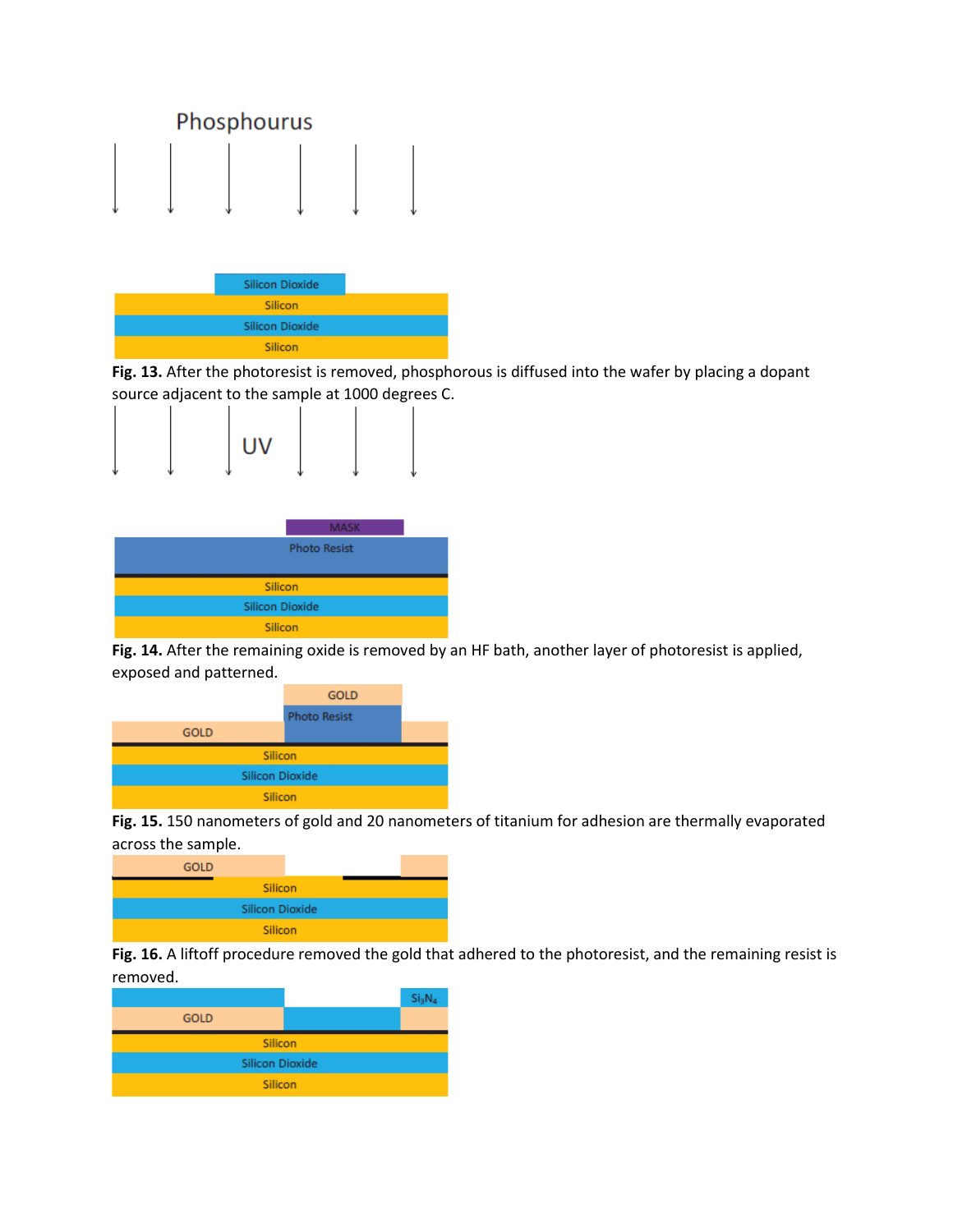**Fig. 13.** After the photoresist is removed, phosphorous is diffused into the wafer by placing a dopant source adjacent to the sample at 1000 degrees C.

**Fig. 14.** After the remaining oxide is removed by an HF bath, another layer of photoresist is applied, exposed and patterned.

**Fig. 15.** 150 nanometers of gold and 20 nanometers of titanium for adhesion are thermally evaporated across the sample.

**Fig. 16.** A liftoff procedure removed the gold that adhered to the photoresist, and the remaining resist is removed.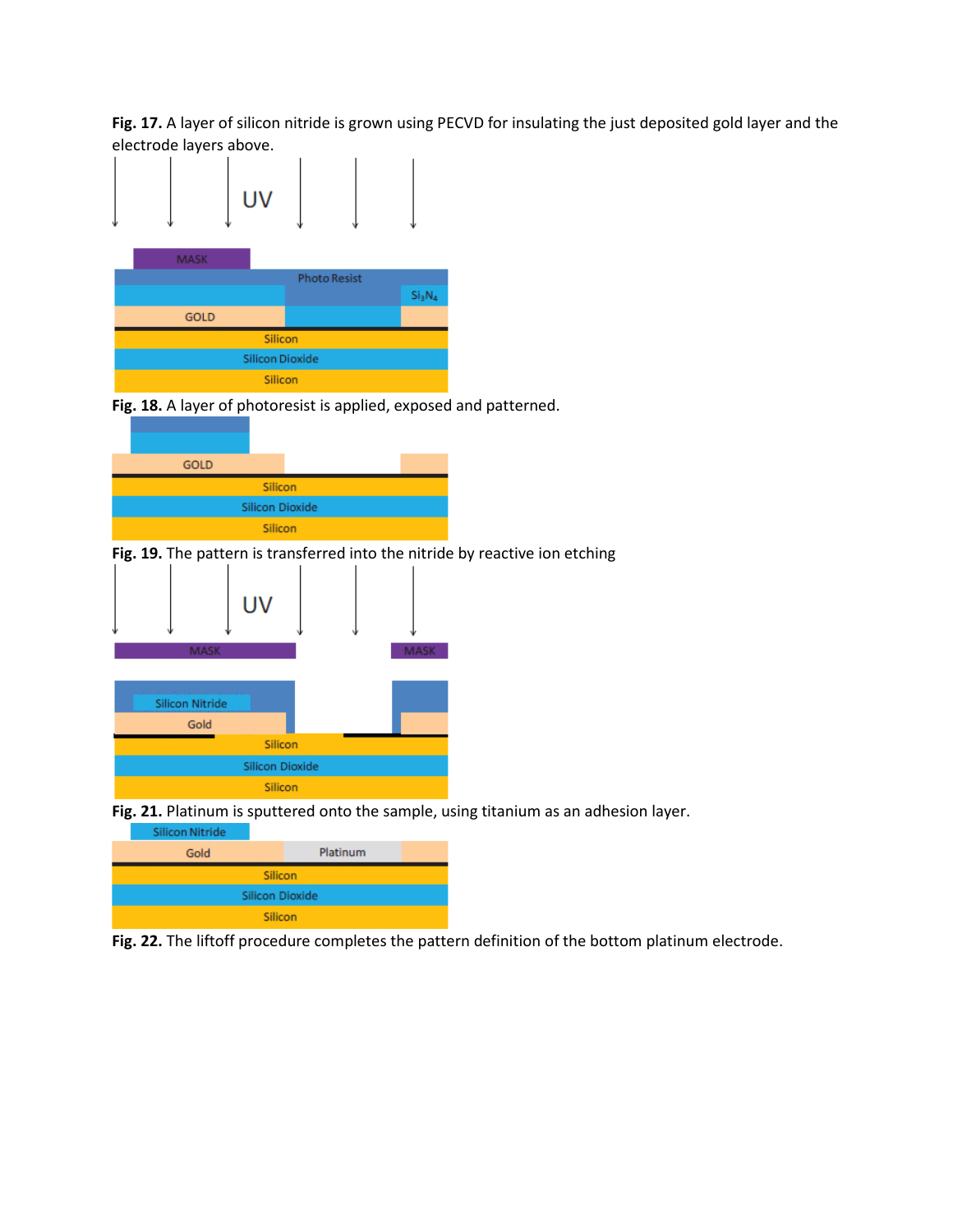**Fig. 17.** A layer of silicon nitride is grown using PECVD for insulating the just deposited gold layer and the electrode layers above.

**Fig. 18.** A layer of photoresist is applied, exposed and patterned.

**Fig. 19.** The pattern is transferred into the nitride by reactive ion etching

**Fig. 21.** Platinum is sputtered onto the sample, using titanium as an adhesion layer.

**Fig. 22.** The liftoff procedure completes the pattern definition of the bottom platinum electrode.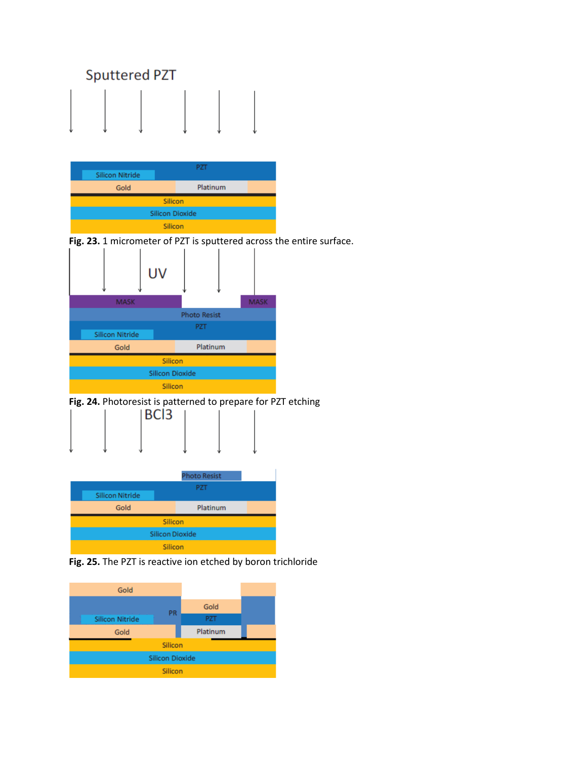**Fig. 23.** 1 micrometer of PZT is sputtered across the entire surface.

**Fig. 24.** Photoresist is patterned to prepare for PZT etching

**Fig. 25.** The PZT is reactive ion etched by boron trichloride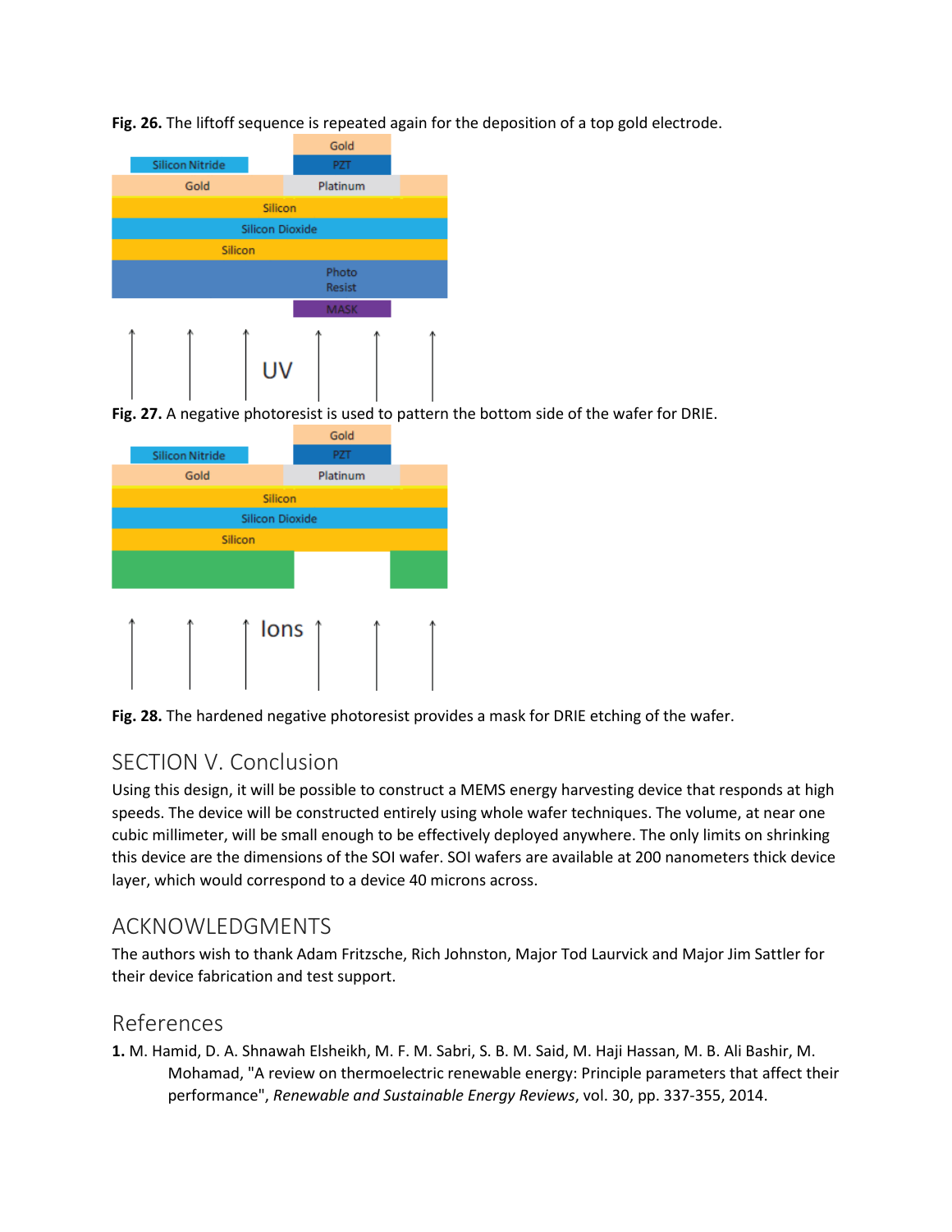**Fig. 26.** The liftoff sequence is repeated again for the deposition of a top gold electrode.

**Fig. 27.** A negative photoresist is used to pattern the bottom side of the wafer for DRIE.

**Fig. 28.** The hardened negative photoresist provides a mask for DRIE etching of the wafer.

## SECTION V. Conclusion

Using this design, it will be possible to construct a MEMS energy harvesting device that responds at high speeds. The device will be constructed entirely using whole wafer techniques. The volume, at near one cubic millimeter, will be small enough to be effectively deployed anywhere. The only limits on shrinking this device are the dimensions of the SOI wafer. SOI wafers are available at 200 nanometers thick device layer, which would correspond to a device 40 microns across.

## ACKNOWLEDGMENTS

The authors wish to thank Adam Fritzsche, Rich Johnston, Major Tod Laurvick and Major Jim Sattler for their device fabrication and test support.

## References

**1.** M. Hamid, D. A. Shnawah Elsheikh, M. F. M. Sabri, S. B. M. Said, M. Haji Hassan, M. B. Ali Bashir, M. Mohamad, "A review on thermoelectric renewable energy: Principle parameters that affect their performance", *Renewable and Sustainable Energy Reviews*, vol. 30, pp. 337-355, 2014.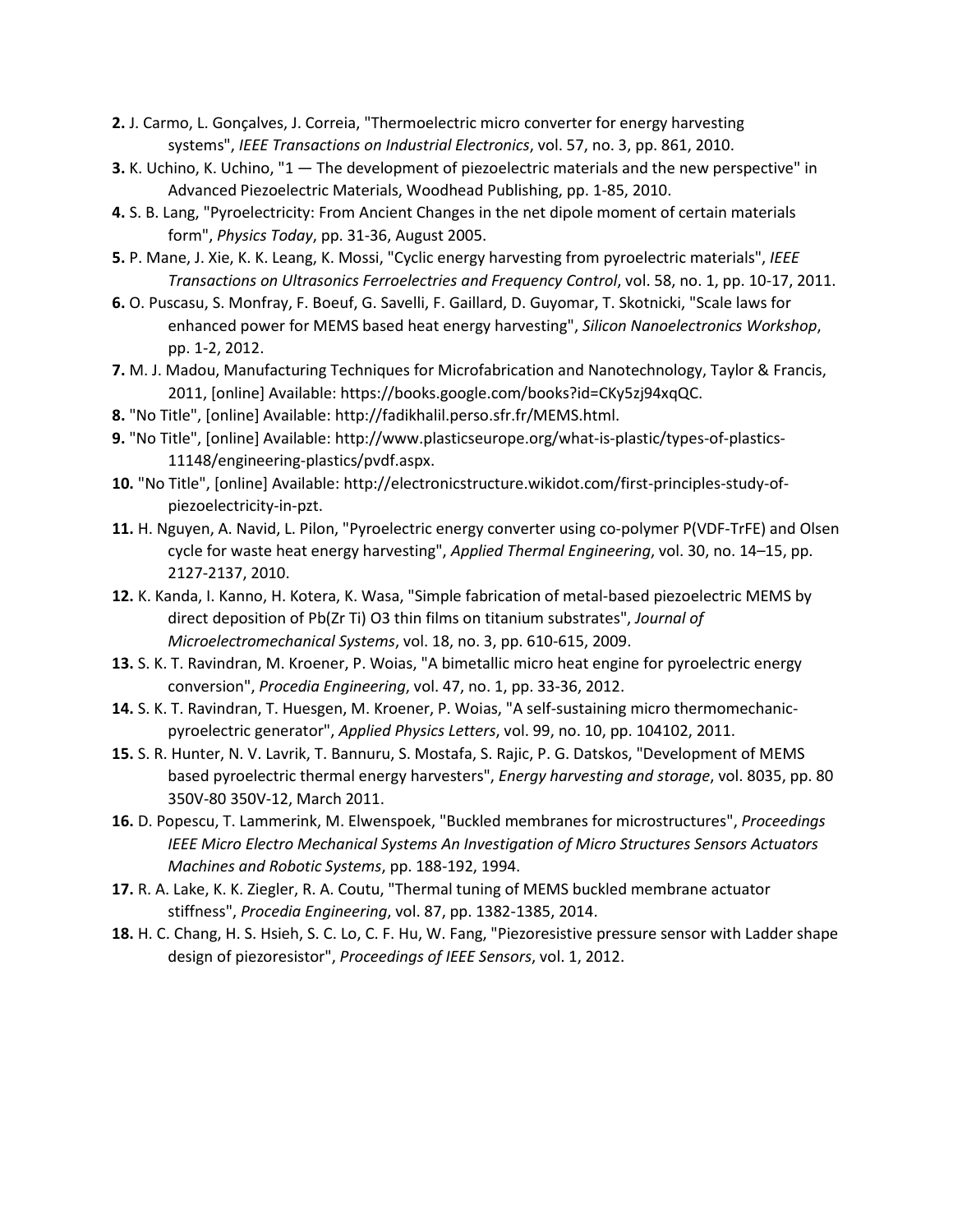**2.** J. Carmo, L. Gonçalves, J. Correia, "Thermoelectric micro converter for energy harvesting systems", *IEEE Transactions on Industrial Electronics*, vol. 57, no. 3, pp. 861, 2010.

**3.** K. Uchino, K. Uchino, "1 — The development of piezoelectric materials and the new perspective" in Advanced Piezoelectric Materials, Woodhead Publishing, pp. 1-85, 2010.

**4.** S. B. Lang, "Pyroelectricity: From Ancient Changes in the net dipole moment of certain materials form", *Physics Today*, pp. 31-36, August 2005.

**5.** P. Mane, J. Xie, K. K. Leang, K. Mossi, "Cyclic energy harvesting from pyroelectric materials", *IEEE Transactions on Ultrasonics Ferroelectries and Frequency Control*, vol. 58, no. 1, pp. 10-17, 2011.

**6.** O. Puscasu, S. Monfray, F. Boeuf, G. Savelli, F. Gaillard, D. Guyomar, T. Skotnicki, "Scale laws for enhanced power for MEMS based heat energy harvesting", *Silicon Nanoelectronics Workshop*, pp. 1-2, 2012.

**7.** M. J. Madou, Manufacturing Techniques for Microfabrication and Nanotechnology, Taylor & Francis, 2011, [online] Available: https://books.google.com/books?id=CKy5zj94xqQC.

**8.** "No Title", [online] Available: http://fadikhalil.perso.sfr.fr/MEMS.html.

**9.** "No Title", [online] Available: http://www.plasticseurope.org/what-is-plastic/types-of-plastics-11148/engineering-plastics/pvdf.aspx.

**10.** "No Title", [online] Available: http://electronicstructure.wikidot.com/first-principles-study-of-piezoelectricity-in-pzt.

**11.** H. Nguyen, A. Navid, L. Pilon, "Pyroelectric energy converter using co-polymer P(VDF-TrFE) and Olsen cycle for waste heat energy harvesting", *Applied Thermal Engineering*, vol. 30, no. 14–15, pp. 2127-2137, 2010.

**12.** K. Kanda, I. Kanno, H. Kotera, K. Wasa, "Simple fabrication of metal-based piezoelectric MEMS by direct deposition of Pb(Zr Ti) O3 thin films on titanium substrates", *Journal of Microelectromechanical Systems*, vol. 18, no. 3, pp. 610-615, 2009.

**13.** S. K. T. Ravindran, M. Kroener, P. Woias, "A bimetallic micro heat engine for pyroelectric energy conversion", *Procedia Engineering*, vol. 47, no. 1, pp. 33-36, 2012.

**14.** S. K. T. Ravindran, T. Huesgen, M. Kroener, P. Woias, "A self-sustaining micro thermomechanic-pyroelectric generator", *Applied Physics Letters*, vol. 99, no. 10, pp. 104102, 2011.

**15.** S. R. Hunter, N. V. Lavrik, T. Bannuru, S. Mostafa, S. Rajic, P. G. Datskos, "Development of MEMS based pyroelectric thermal energy harvesters", *Energy harvesting and storage*, vol. 8035, pp. 80 350V-80 350V-12, March 2011.

**16.** D. Popescu, T. Lammerink, M. Elwenspoek, "Buckled membranes for microstructures", *Proceedings IEEE Micro Electro Mechanical Systems An Investigation of Micro Structures Sensors Actuators Machines and Robotic Systems*, pp. 188-192, 1994.

**17.** R. A. Lake, K. K. Ziegler, R. A. Coutu, "Thermal tuning of MEMS buckled membrane actuator stiffness", *Procedia Engineering*, vol. 87, pp. 1382-1385, 2014.

**18.** H. C. Chang, H. S. Hsieh, S. C. Lo, C. F. Hu, W. Fang, "Piezoresistive pressure sensor with Ladder shape design of piezoresistor", *Proceedings of IEEE Sensors*, vol. 1, 2012.